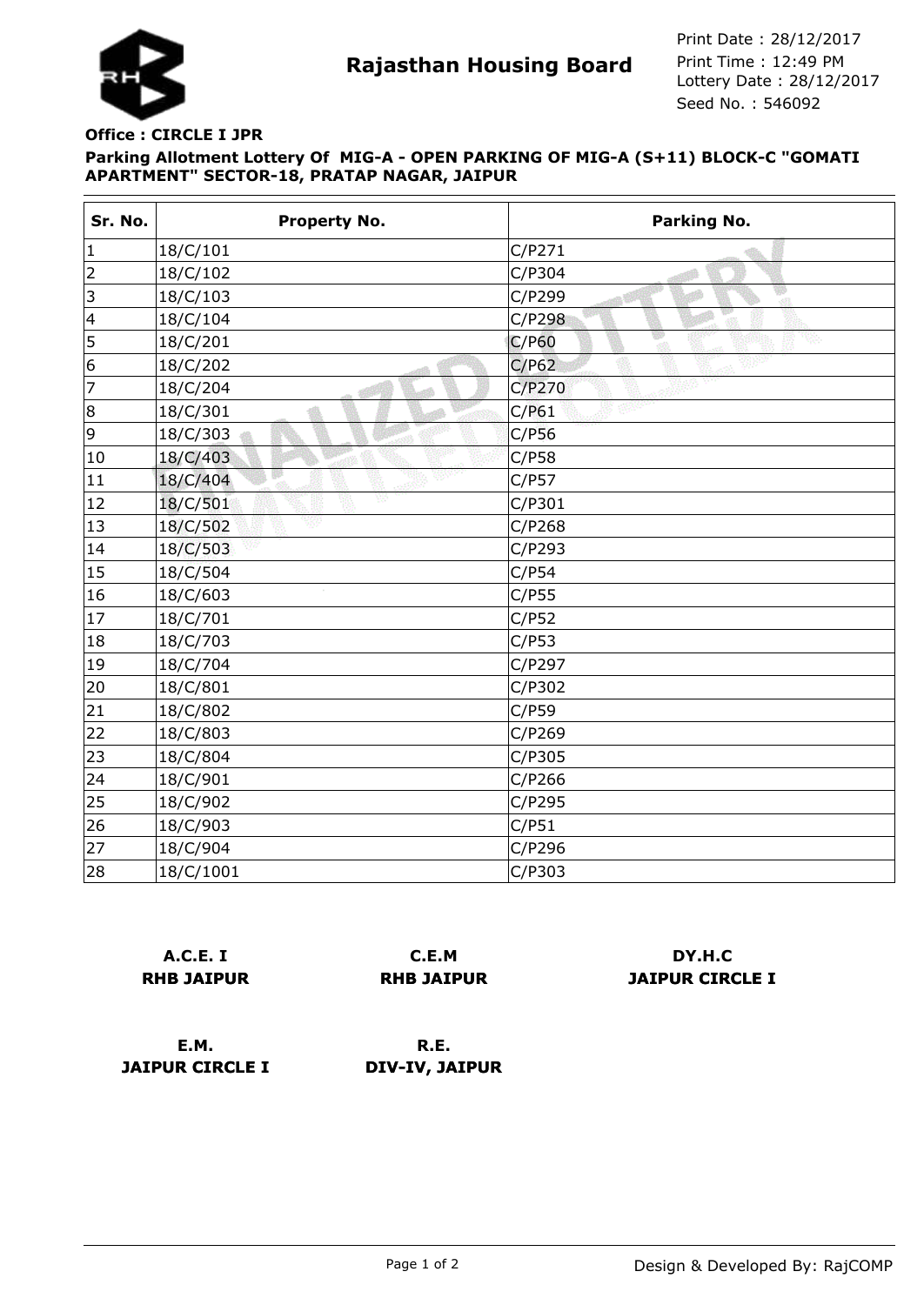# Rajasthan Housing Board

Print Date : 28/12/2017
Print Time : 12:49 PM
Lottery Date : 28/12/2017
Seed No. : 546092

**Office : CIRCLE I JPR**

**Parking Allotment Lottery Of MIG-A - OPEN PARKING OF MIG-A (S+11) BLOCK-C "GOMATI APARTMENT" SECTOR-18, PRATAP NAGAR, JAIPUR**

| Sr. No. | Property No. | Parking No. |
|---|---|---|
| 1 | 18/C/101 | C/P271 |
| 2 | 18/C/102 | C/P304 |
| 3 | 18/C/103 | C/P299 |
| 4 | 18/C/104 | C/P298 |
| 5 | 18/C/201 | C/P60 |
| 6 | 18/C/202 | C/P62 |
| 7 | 18/C/204 | C/P270 |
| 8 | 18/C/301 | C/P61 |
| 9 | 18/C/303 | C/P56 |
| 10 | 18/C/403 | C/P58 |
| 11 | 18/C/404 | C/P57 |
| 12 | 18/C/501 | C/P301 |
| 13 | 18/C/502 | C/P268 |
| 14 | 18/C/503 | C/P293 |
| 15 | 18/C/504 | C/P54 |
| 16 | 18/C/603 | C/P55 |
| 17 | 18/C/701 | C/P52 |
| 18 | 18/C/703 | C/P53 |
| 19 | 18/C/704 | C/P297 |
| 20 | 18/C/801 | C/P302 |
| 21 | 18/C/802 | C/P59 |
| 22 | 18/C/803 | C/P269 |
| 23 | 18/C/804 | C/P305 |
| 24 | 18/C/901 | C/P266 |
| 25 | 18/C/902 | C/P295 |
| 26 | 18/C/903 | C/P51 |
| 27 | 18/C/904 | C/P296 |
| 28 | 18/C/1001 | C/P303 |

**A.C.E. I**
**RHB JAIPUR**

**C.E.M**
**RHB JAIPUR**

**DY.H.C**
**JAIPUR CIRCLE I**

**E.M.**
**JAIPUR CIRCLE I**

**R.E.**
**DIV-IV, JAIPUR**

Design & Developed By: RajCOMP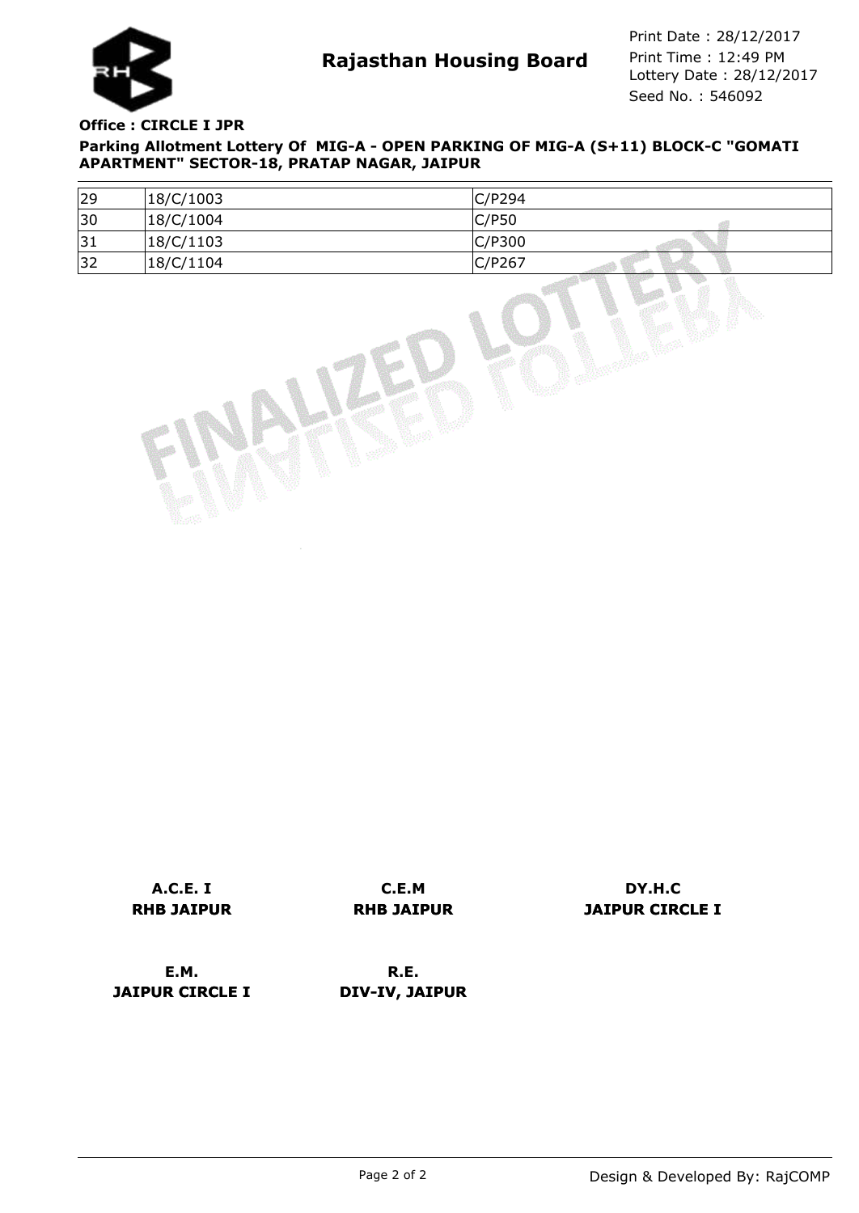**Rajasthan Housing Board**

Print Date : 28/12/2017
Print Time : 12:49 PM
Lottery Date : 28/12/2017
Seed No. : 546092

**Office : CIRCLE I JPR**

**Parking Allotment Lottery Of MIG-A - OPEN PARKING OF MIG-A (S+11) BLOCK-C "GOMATI APARTMENT" SECTOR-18, PRATAP NAGAR, JAIPUR**

| | | |
|---|---|---|
| 29 | 18/C/1003 | C/P294 |
| 30 | 18/C/1004 | C/P50 |
| 31 | 18/C/1103 | C/P300 |
| 32 | 18/C/1104 | C/P267 |

FINALIZED LOTTERY

**A.C.E. I**
**RHB JAIPUR**

**C.E.M**
**RHB JAIPUR**

**DY.H.C**
**JAIPUR CIRCLE I**

**E.M.**
**JAIPUR CIRCLE I**

**R.E.**
**DIV-IV, JAIPUR**

Design & Developed By: RajCOMP